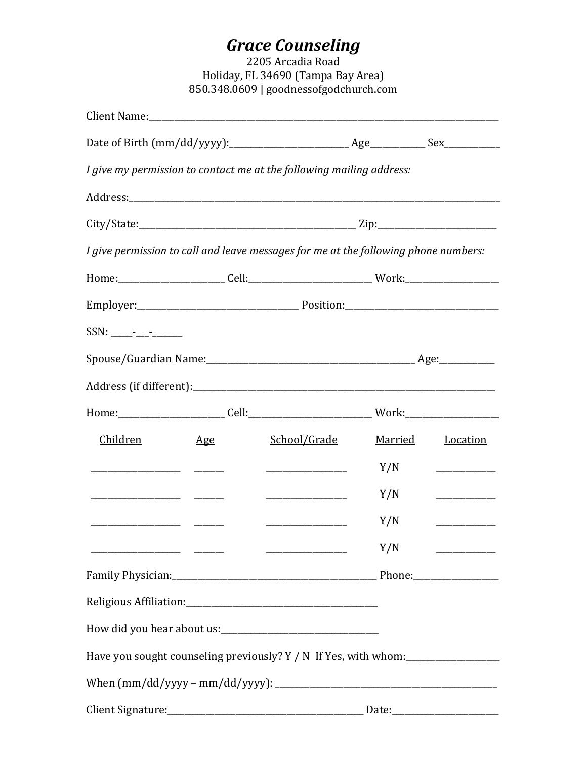# *Grace Counseling*

2205 Arcadia Road
Holiday, FL 34690 (Tampa Bay Area)
850.348.0609 | goodnessofgodchurch.com

Client Name:_______________________________________________________________

Date of Birth (mm/dd/yyyy):_____________________ Age__________ Sex__________

*I give my permission to contact me at the following mailing address:*

Address:__________________________________________________________________

City/State:______________________________________ Zip:____________________

*I give permission to call and leave messages for me at the following phone numbers:*

Home:___________________ Cell:_____________________ Work:________________

Employer:_____________________________ Position:___________________________

SSN: _____-___-_______

Spouse/Guardian Name:______________________________________ Age:__________

Address (if different):_______________________________________________________

Home:___________________ Cell:_____________________ Work:________________

| Children | Age | School/Grade | Married | Location |
|---|---|---|---|---|
| ______________ | _____ | ______________ | Y/N | __________ |
| ______________ | _____ | ______________ | Y/N | __________ |
| ______________ | _____ | ______________ | Y/N | __________ |
| ______________ | _____ | ______________ | Y/N | __________ |

Family Physician:_____________________________________ Phone:_______________

Religious Affiliation:__________________________________

How did you hear about us:____________________________

Have you sought counseling previously? Y / N If Yes, with whom:_________________

When (mm/dd/yyyy – mm/dd/yyyy): ______________________________________________

Client Signature:_____________________________________ Date:__________________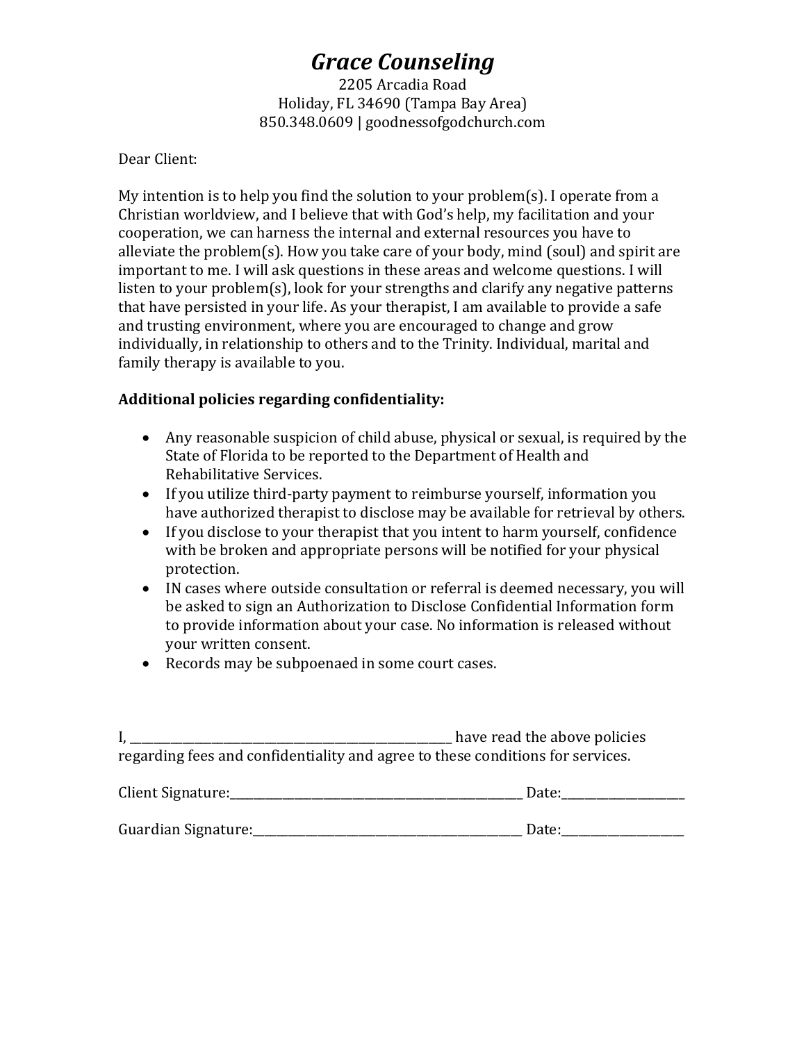# *Grace Counseling*

2205 Arcadia Road
Holiday, FL 34690 (Tampa Bay Area)
850.348.0609 | goodnessofgodchurch.com

Dear Client:

My intention is to help you find the solution to your problem(s). I operate from a Christian worldview, and I believe that with God's help, my facilitation and your cooperation, we can harness the internal and external resources you have to alleviate the problem(s). How you take care of your body, mind (soul) and spirit are important to me. I will ask questions in these areas and welcome questions. I will listen to your problem(s), look for your strengths and clarify any negative patterns that have persisted in your life. As your therapist, I am available to provide a safe and trusting environment, where you are encouraged to change and grow individually, in relationship to others and to the Trinity. Individual, marital and family therapy is available to you.

**Additional policies regarding confidentiality:**

- Any reasonable suspicion of child abuse, physical or sexual, is required by the State of Florida to be reported to the Department of Health and Rehabilitative Services.
- If you utilize third-party payment to reimburse yourself, information you have authorized therapist to disclose may be available for retrieval by others.
- If you disclose to your therapist that you intent to harm yourself, confidence with be broken and appropriate persons will be notified for your physical protection.
- IN cases where outside consultation or referral is deemed necessary, you will be asked to sign an Authorization to Disclose Confidential Information form to provide information about your case. No information is released without your written consent.
- Records may be subpoenaed in some court cases.

I, ______________________________ have read the above policies regarding fees and confidentiality and agree to these conditions for services.

Client Signature:______________________________ Date:______________

Guardian Signature:____________________________ Date:______________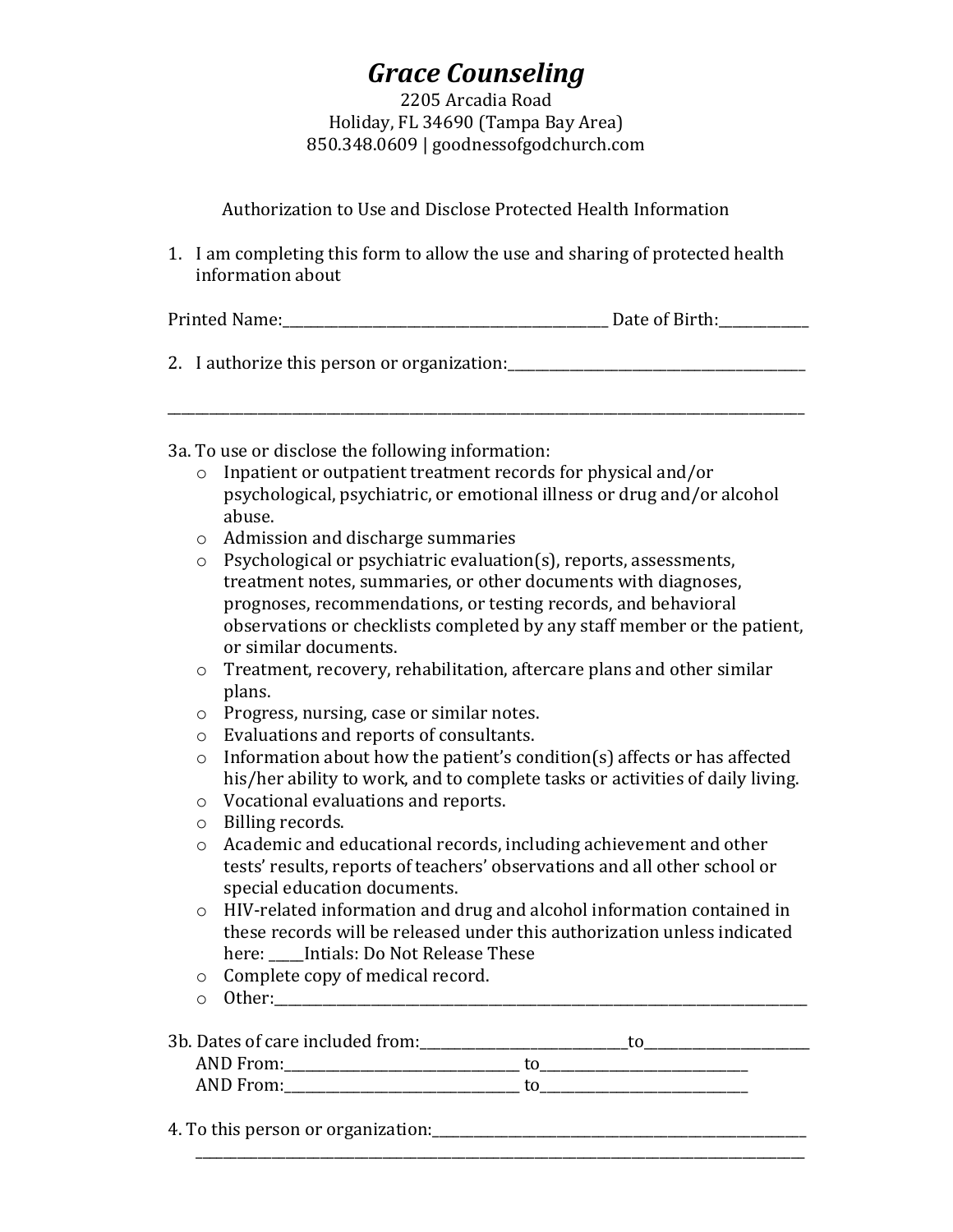# *Grace Counseling*

2205 Arcadia Road
Holiday, FL 34690 (Tampa Bay Area)
850.348.0609 | goodnessofgodchurch.com

Authorization to Use and Disclose Protected Health Information

1. I am completing this form to allow the use and sharing of protected health information about

Printed Name:_____________________________________________ Date of Birth:____________

2. I authorize this person or organization:__________________________________________

_____________________________________________________________________________________

3a. To use or disclose the following information:

- o Inpatient or outpatient treatment records for physical and/or psychological, psychiatric, or emotional illness or drug and/or alcohol abuse.
- o Admission and discharge summaries
- o Psychological or psychiatric evaluation(s), reports, assessments, treatment notes, summaries, or other documents with diagnoses, prognoses, recommendations, or testing records, and behavioral observations or checklists completed by any staff member or the patient, or similar documents.
- o Treatment, recovery, rehabilitation, aftercare plans and other similar plans.
- o Progress, nursing, case or similar notes.
- o Evaluations and reports of consultants.
- o Information about how the patient's condition(s) affects or has affected his/her ability to work, and to complete tasks or activities of daily living.
- o Vocational evaluations and reports.
- o Billing records.
- o Academic and educational records, including achievement and other tests' results, reports of teachers' observations and all other school or special education documents.
- o HIV-related information and drug and alcohol information contained in these records will be released under this authorization unless indicated here: _____Intials: Do Not Release These
- o Complete copy of medical record.
- o Other:_____________________________________________________________________________

3b. Dates of care included from:____________________________to______________________
AND From:________________________________ to____________________________
AND From:________________________________ to____________________________

4. To this person or organization:_____________________________________________________
_____________________________________________________________________________________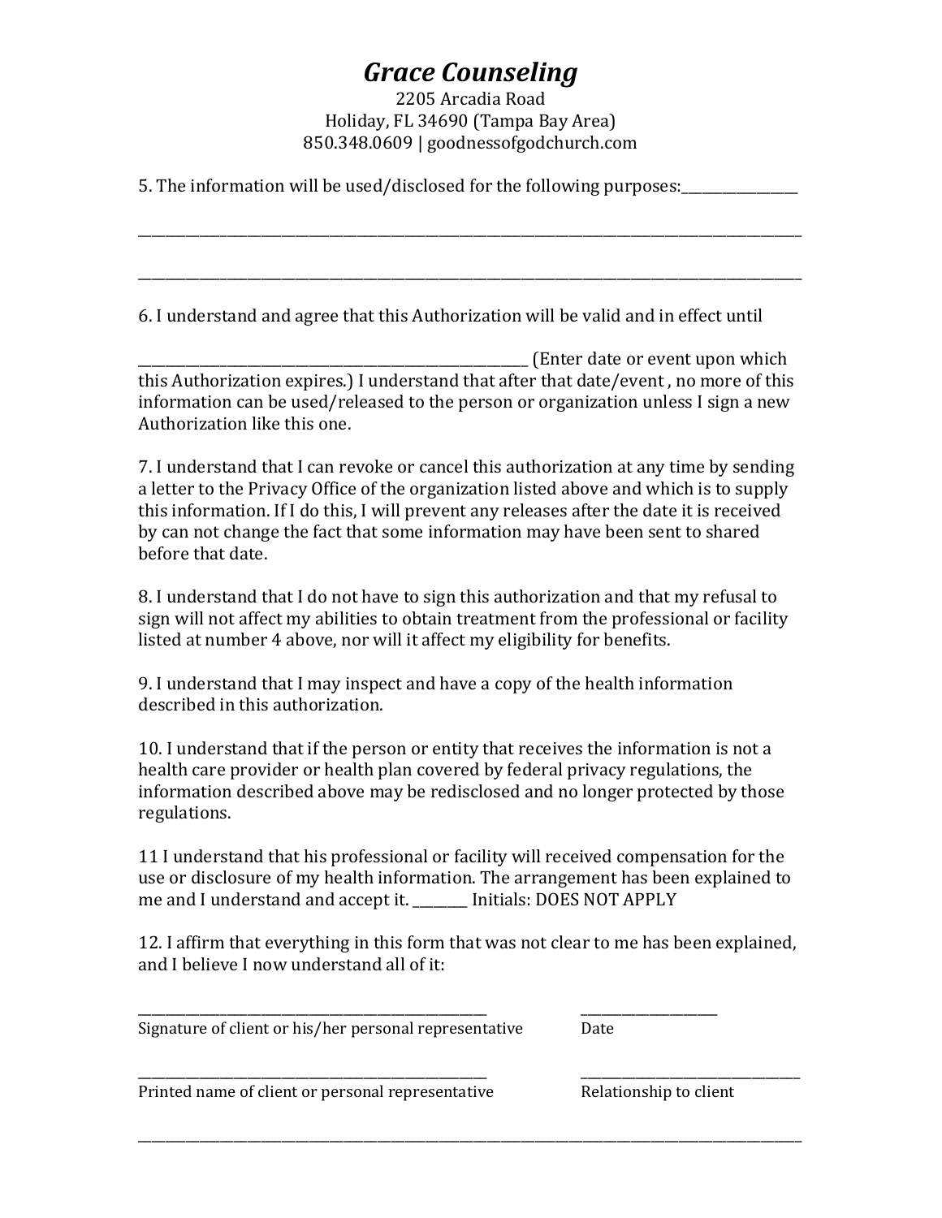# *Grace Counseling*

2205 Arcadia Road
Holiday, FL 34690 (Tampa Bay Area)
850.348.0609 | goodnessofgodchurch.com

5. The information will be used/disclosed for the following purposes:_________________

_______________________________________________________________________________________________

_______________________________________________________________________________________________

6. I understand and agree that this Authorization will be valid and in effect until

_________________________________________________________ (Enter date or event upon which this Authorization expires.) I understand that after that date/event , no more of this information can be used/released to the person or organization unless I sign a new Authorization like this one.

7. I understand that I can revoke or cancel this authorization at any time by sending a letter to the Privacy Office of the organization listed above and which is to supply this information. If I do this, I will prevent any releases after the date it is received by can not change the fact that some information may have been sent to shared before that date.

8. I understand that I do not have to sign this authorization and that my refusal to sign will not affect my abilities to obtain treatment from the professional or facility listed at number 4 above, nor will it affect my eligibility for benefits.

9. I understand that I may inspect and have a copy of the health information described in this authorization.

10. I understand that if the person or entity that receives the information is not a health care provider or health plan covered by federal privacy regulations, the information described above may be redisclosed and no longer protected by those regulations.

11 I understand that his professional or facility will received compensation for the use or disclosure of my health information. The arrangement has been explained to me and I understand and accept it. ________ Initials: DOES NOT APPLY

12. I affirm that everything in this form that was not clear to me has been explained, and I believe I now understand all of it:

_____________________________________________________ &nbsp;&nbsp;&nbsp;&nbsp;&nbsp;&nbsp;&nbsp;&nbsp; _____________________
Signature of client or his/her personal representative &nbsp;&nbsp;&nbsp;&nbsp;&nbsp;&nbsp;&nbsp;&nbsp; Date

_____________________________________________________ &nbsp;&nbsp;&nbsp;&nbsp;&nbsp;&nbsp;&nbsp;&nbsp; _________________________________
Printed name of client or personal representative &nbsp;&nbsp;&nbsp;&nbsp;&nbsp;&nbsp;&nbsp;&nbsp; Relationship to client

_______________________________________________________________________________________________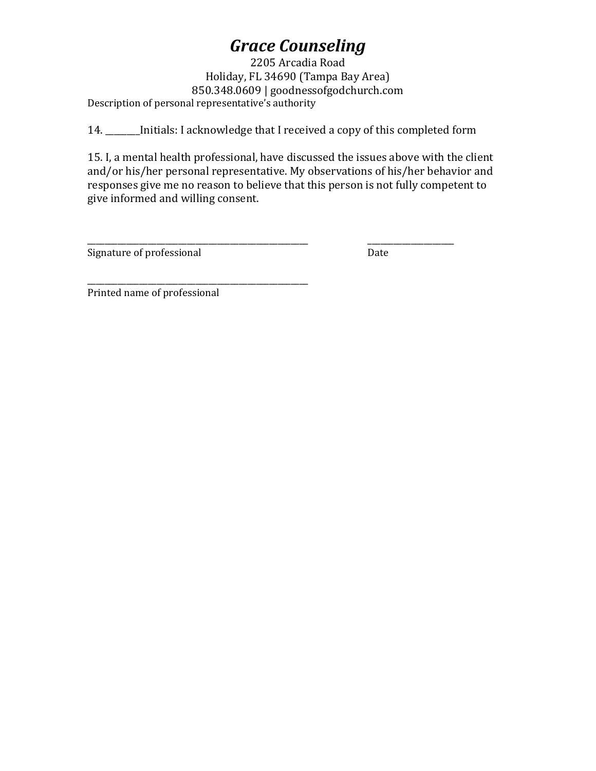# *Grace Counseling*

2205 Arcadia Road
Holiday, FL 34690 (Tampa Bay Area)
850.348.0609 | goodnessofgodchurch.com

Description of personal representative's authority

14. _______Initials: I acknowledge that I received a copy of this completed form

15. I, a mental health professional, have discussed the issues above with the client and/or his/her personal representative. My observations of his/her behavior and responses give me no reason to believe that this person is not fully competent to give informed and willing consent.

_______________________________________________ _____________________
Signature of professional Date

_______________________________________________
Printed name of professional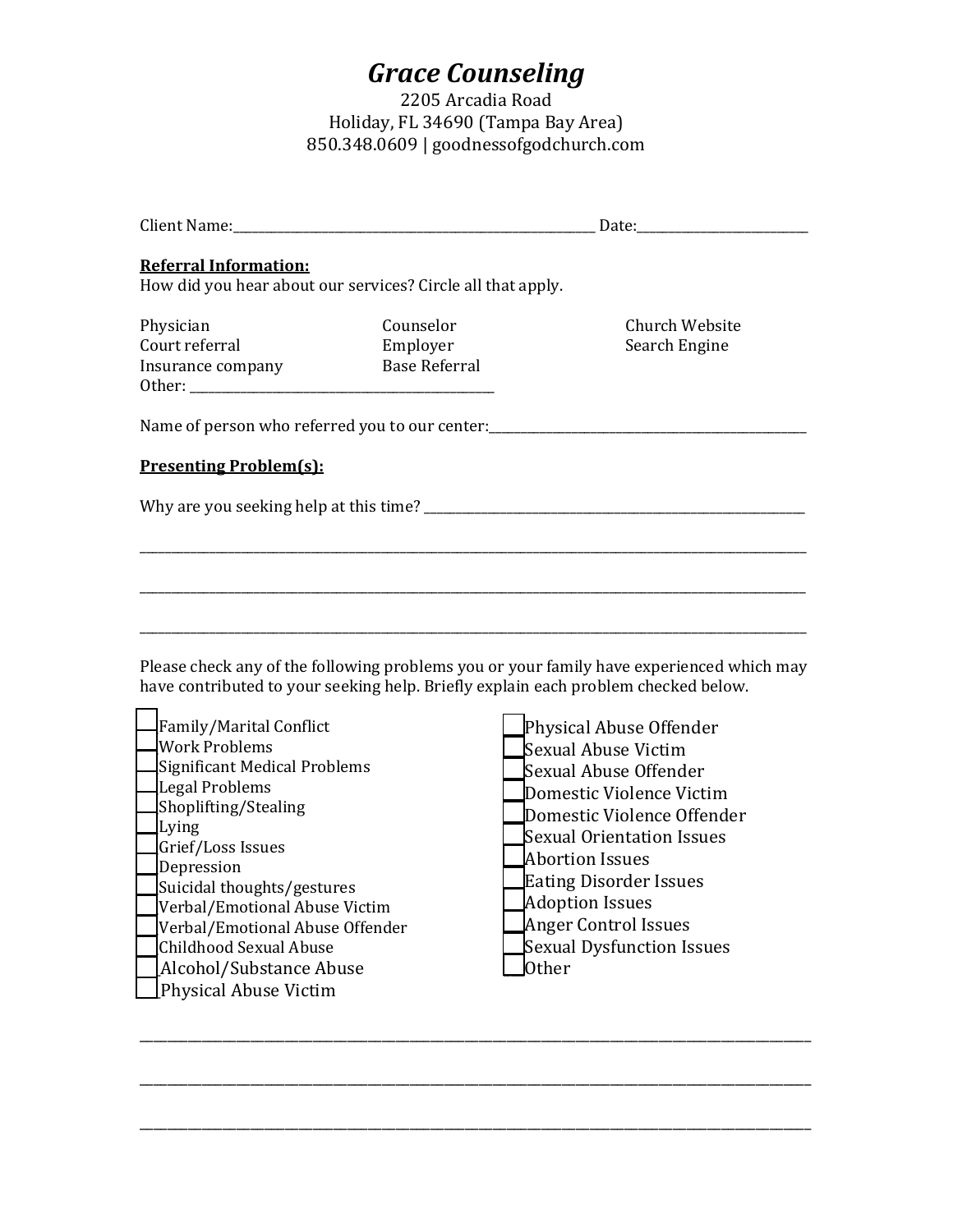# *Grace Counseling*

2205 Arcadia Road
Holiday, FL 34690 (Tampa Bay Area)
850.348.0609 | goodnessofgodchurch.com

Client Name:_________________________________________________________ Date:__________________________

**Referral Information:**
How did you hear about our services? Circle all that apply.

Physician
Court referral
Insurance company
Counselor
Employer
Base Referral
Church Website
Search Engine
Other: _______________________________________________

Name of person who referred you to our center:__________________________________________________

**Presenting Problem(s):**

Why are you seeking help at this time? ____________________________________________________________

_____________________________________________________________________________________________

_____________________________________________________________________________________________

_____________________________________________________________________________________________

Please check any of the following problems you or your family have experienced which may have contributed to your seeking help. Briefly explain each problem checked below.

- [ ] Family/Marital Conflict
- [ ] Work Problems
- [ ] Significant Medical Problems
- [ ] Legal Problems
- [ ] Shoplifting/Stealing
- [ ] Lying
- [ ] Grief/Loss Issues
- [ ] Depression
- [ ] Suicidal thoughts/gestures
- [ ] Verbal/Emotional Abuse Victim
- [ ] Verbal/Emotional Abuse Offender
- [ ] Childhood Sexual Abuse
- [ ] Alcohol/Substance Abuse
- [ ] Physical Abuse Victim
- [ ] Physical Abuse Offender
- [ ] Sexual Abuse Victim
- [ ] Sexual Abuse Offender
- [ ] Domestic Violence Victim
- [ ] Domestic Violence Offender
- [ ] Sexual Orientation Issues
- [ ] Abortion Issues
- [ ] Eating Disorder Issues
- [ ] Adoption Issues
- [ ] Anger Control Issues
- [ ] Sexual Dysfunction Issues
- [ ] Other

_____________________________________________________________________________________________

_____________________________________________________________________________________________

_____________________________________________________________________________________________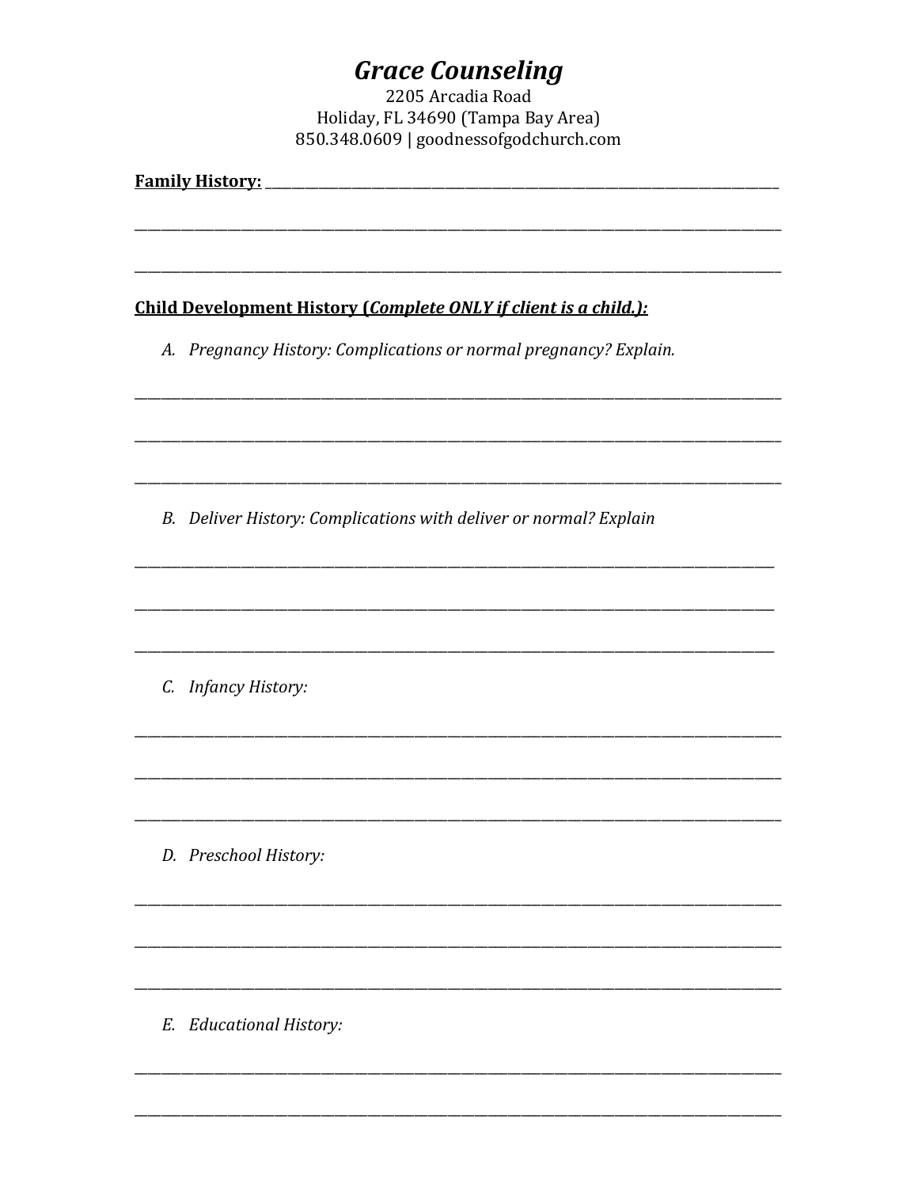# *Grace Counseling*

2205 Arcadia Road
Holiday, FL 34690 (Tampa Bay Area)
850.348.0609 | goodnessofgodchurch.com

**Family History:** ______________________________________________________________________

______________________________________________________________________________________

______________________________________________________________________________________

**Child Development History (*Complete ONLY if client is a child.*):**

A. *Pregnancy History: Complications or normal pregnancy? Explain.*

______________________________________________________________________________________

______________________________________________________________________________________

______________________________________________________________________________________

B. *Deliver History: Complications with deliver or normal? Explain*

______________________________________________________________________________________

______________________________________________________________________________________

______________________________________________________________________________________

C. *Infancy History:*

______________________________________________________________________________________

______________________________________________________________________________________

______________________________________________________________________________________

D. *Preschool History:*

______________________________________________________________________________________

______________________________________________________________________________________

______________________________________________________________________________________

E. *Educational History:*

______________________________________________________________________________________

______________________________________________________________________________________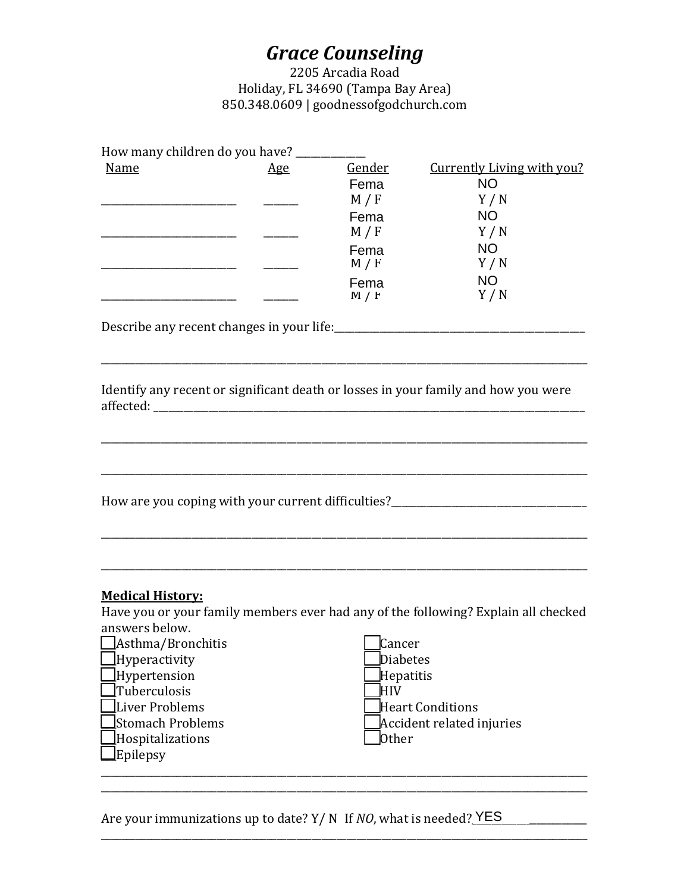# *Grace Counseling*

2205 Arcadia Road
Holiday, FL 34690 (Tampa Bay Area)
850.348.0609 | goodnessofgodchurch.com

How many children do you have? _____________

| Name | Age | Gender | Currently Living with you? |
|---|---|---|---|
| ________________________ | ______ | Fema M / F | NO Y / N |
| ________________________ | ______ | Fema M / F | NO Y / N |
| ________________________ | ______ | Fema M / F | NO Y / N |
| ________________________ | ______ | Fema M / F | NO Y / N |

Describe any recent changes in your life:_________________________________________________

_____________________________________________________________________________________________

Identify any recent or significant death or losses in your family and how you were affected: _____________________________________________________________________________

_____________________________________________________________________________________________

_____________________________________________________________________________________________

How are you coping with your current difficulties?_____________________________________

_____________________________________________________________________________________________

_____________________________________________________________________________________________

**Medical History:**

Have you or your family members ever had any of the following? Explain all checked answers below.

- ☐ Asthma/Bronchitis
- ☐ Hyperactivity
- ☐ Hypertension
- ☐ Tuberculosis
- ☐ Liver Problems
- ☐ Stomach Problems
- ☐ Hospitalizations
- ☐ Epilepsy
- ☐ Cancer
- ☐ Diabetes
- ☐ Hepatitis
- ☐ HIV
- ☐ Heart Conditions
- ☐ Accident related injuries
- ☐ Other

_____________________________________________________________________________________________

_____________________________________________________________________________________________

Are your immunizations up to date? Y/ N If *NO*, what is needed? YES ____________

_____________________________________________________________________________________________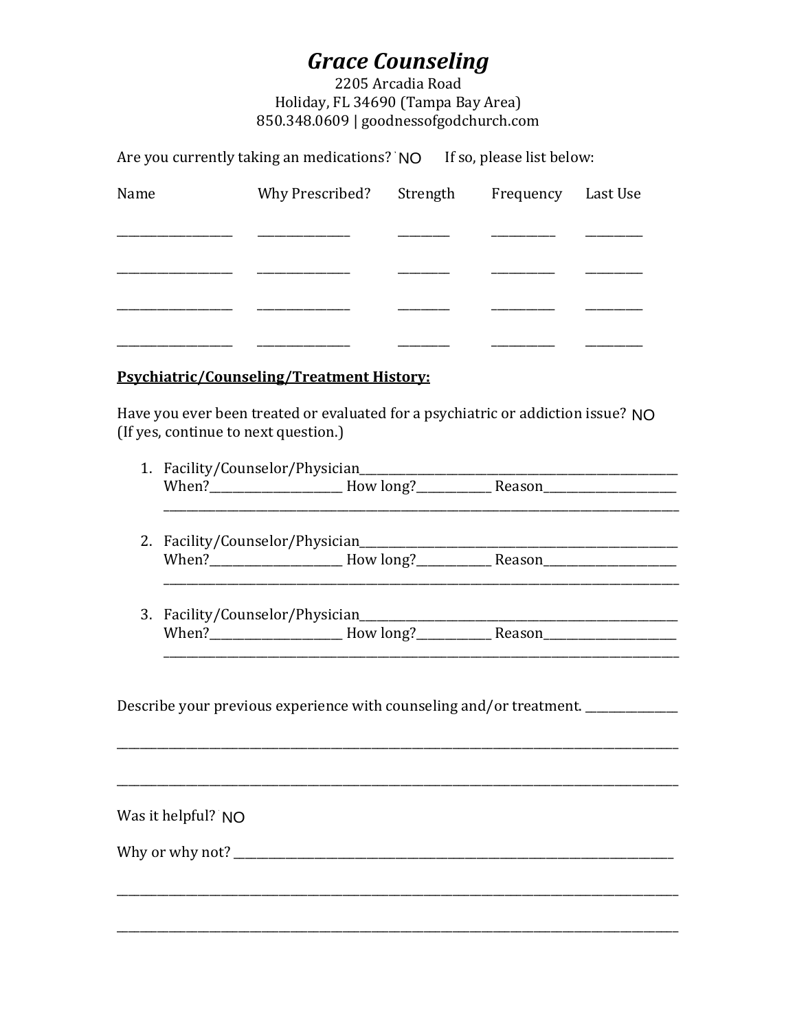# *Grace Counseling*

2205 Arcadia Road
Holiday, FL 34690 (Tampa Bay Area)
850.348.0609 | goodnessofgodchurch.com

Are you currently taking an medications? NO If so, please list below:

| Name | Why Prescribed? | Strength | Frequency | Last Use |
|---|---|---|---|---|
| ___________________ | _______________ | _________ | __________ | _________ |
| ___________________ | _______________ | _________ | __________ | _________ |
| ___________________ | _______________ | _________ | __________ | _________ |
| ___________________ | _______________ | _________ | __________ | _________ |

**Psychiatric/Counseling/Treatment History:**

Have you ever been treated or evaluated for a psychiatric or addiction issue? NO
(If yes, continue to next question.)

1. Facility/Counselor/Physician_______________________________________________
   When?_____________________ How long?____________ Reason_____________________
   ___________________________________________________________________________
2. Facility/Counselor/Physician_______________________________________________
   When?_____________________ How long?____________ Reason_____________________
   ___________________________________________________________________________
3. Facility/Counselor/Physician_______________________________________________
   When?_____________________ How long?____________ Reason_____________________
   ___________________________________________________________________________

Describe your previous experience with counseling and/or treatment. _______________

_________________________________________________________________________________

_________________________________________________________________________________

Was it helpful? NO

Why or why not? _________________________________________________________________

_________________________________________________________________________________

_________________________________________________________________________________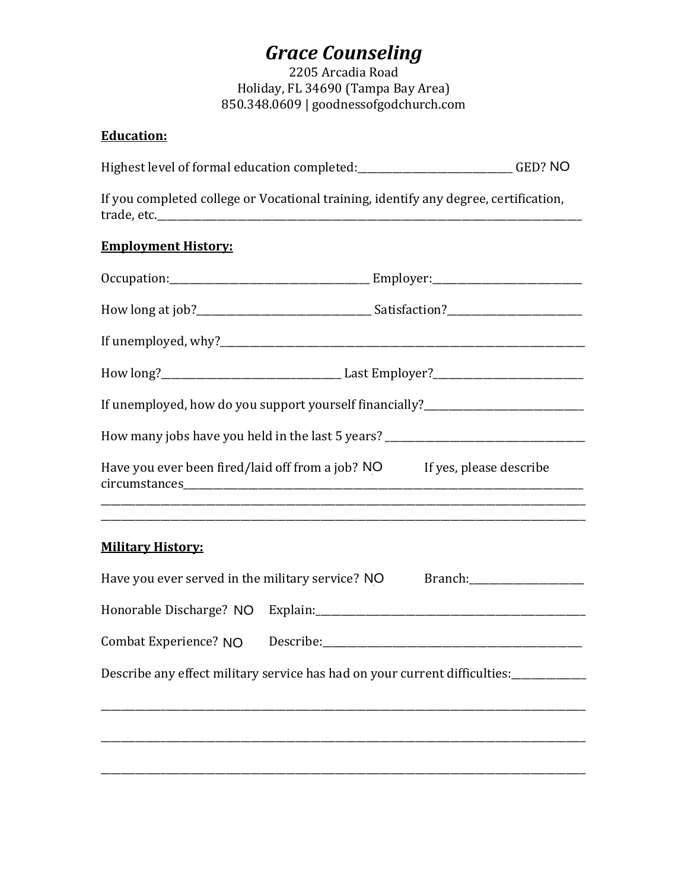# *Grace Counseling*

2205 Arcadia Road
Holiday, FL 34690 (Tampa Bay Area)
850.348.0609 | goodnessofgodchurch.com

**Education:**

Highest level of formal education completed:______________________________ GED? NO

If you completed college or Vocational training, identify any degree, certification, trade, etc.________________________________________________________________________________

**Employment History:**

Occupation:______________________________________ Employer:____________________________

How long at job?_________________________________ Satisfaction?_________________________

If unemployed, why?__________________________________________________________________________

How long?__________________________________ Last Employer?____________________________

If unemployed, how do you support yourself financially?_________________________________

How many jobs have you held in the last 5 years? _______________________________________

Have you ever been fired/laid off from a job? NO If yes, please describe circumstances________________________________________________________________________________
________________________________________________________________________________
________________________________________________________________________________

**Military History:**

Have you ever served in the military service? NO Branch:_______________________

Honorable Discharge? NO Explain:_______________________________________________________

Combat Experience? NO Describe:______________________________________________________

Describe any effect military service has had on your current difficulties:______________
________________________________________________________________________________
________________________________________________________________________________
________________________________________________________________________________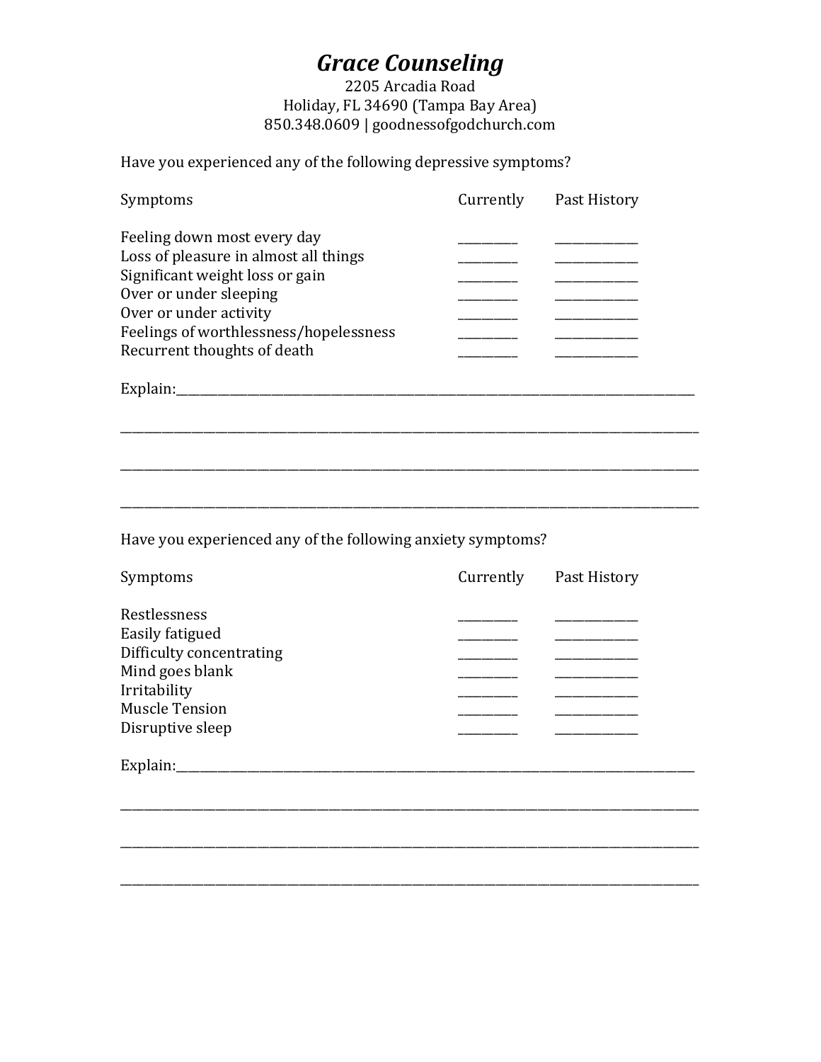# *Grace Counseling*

2205 Arcadia Road
Holiday, FL 34690 (Tampa Bay Area)
850.348.0609 | goodnessofgodchurch.com

Have you experienced any of the following depressive symptoms?

| Symptoms | Currently | Past History |
|---|---|---|
| Feeling down most every day | _________ | ___________ |
| Loss of pleasure in almost all things | _________ | ___________ |
| Significant weight loss or gain | _________ | ___________ |
| Over or under sleeping | _________ | ___________ |
| Over or under activity | _________ | ___________ |
| Feelings of worthlessness/hopelessness | _________ | ___________ |
| Recurrent thoughts of death | _________ | ___________ |

Explain:_______________________________________________________________________________

_______________________________________________________________________________________

_______________________________________________________________________________________

_______________________________________________________________________________________

Have you experienced any of the following anxiety symptoms?

| Symptoms | Currently | Past History |
|---|---|---|
| Restlessness | _________ | ___________ |
| Easily fatigued | _________ | ___________ |
| Difficulty concentrating | _________ | ___________ |
| Mind goes blank | _________ | ___________ |
| Irritability | _________ | ___________ |
| Muscle Tension | _________ | ___________ |
| Disruptive sleep | _________ | ___________ |

Explain:_______________________________________________________________________________

_______________________________________________________________________________________

_______________________________________________________________________________________

_______________________________________________________________________________________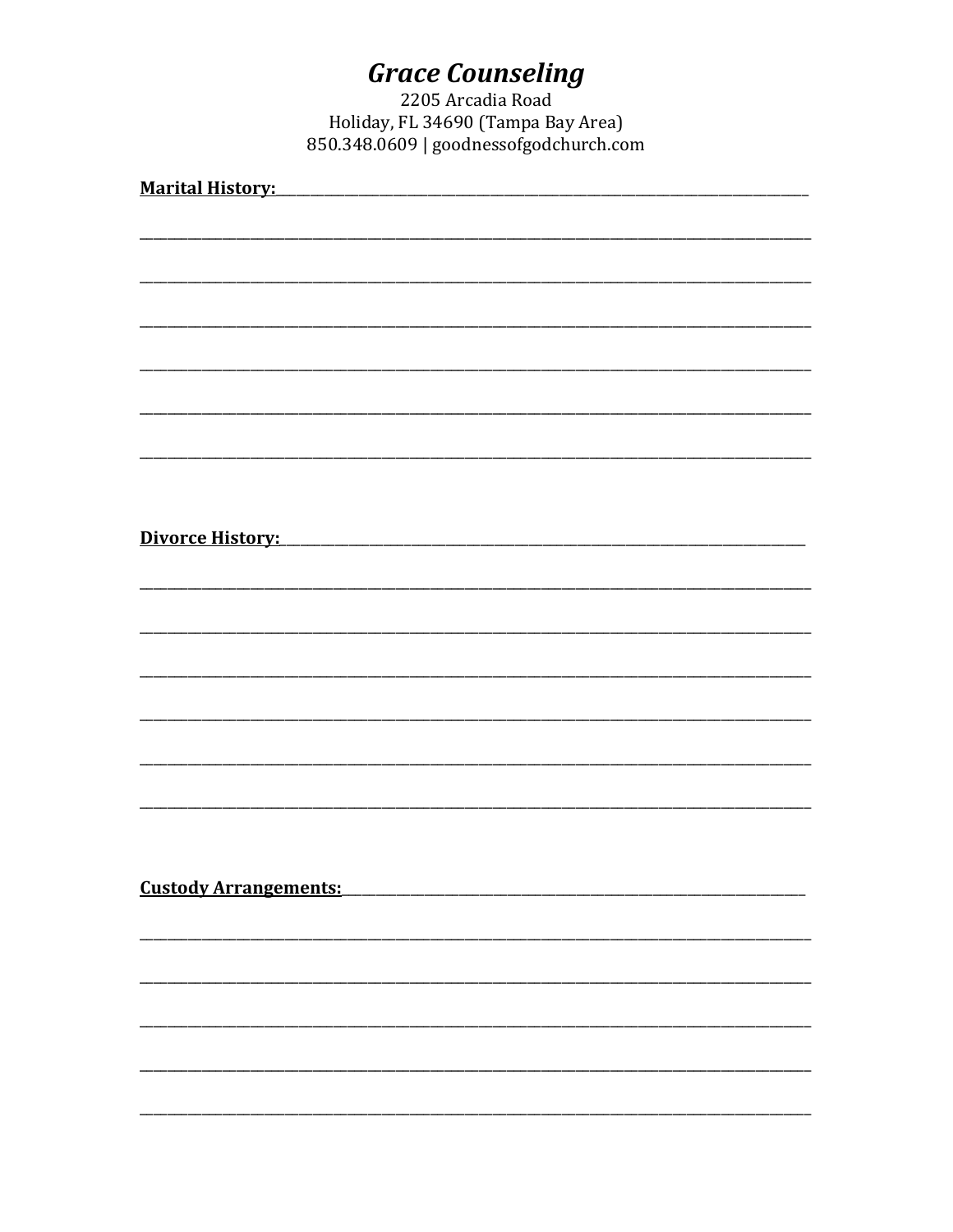# *Grace Counseling*

2205 Arcadia Road
Holiday, FL 34690 (Tampa Bay Area)
850.348.0609 | goodnessofgodchurch.com

**Marital History:**\_\_\_\_\_\_\_\_\_\_\_\_\_\_\_\_\_\_\_\_\_\_\_\_\_\_\_\_\_\_\_\_\_\_\_\_\_\_\_\_\_\_\_\_\_\_\_\_\_\_\_\_\_\_\_\_\_\_\_\_\_\_\_\_\_\_\_\_\_\_\_\_\_\_\_\_

\_\_\_\_\_\_\_\_\_\_\_\_\_\_\_\_\_\_\_\_\_\_\_\_\_\_\_\_\_\_\_\_\_\_\_\_\_\_\_\_\_\_\_\_\_\_\_\_\_\_\_\_\_\_\_\_\_\_\_\_\_\_\_\_\_\_\_\_\_\_\_\_\_\_\_\_\_\_\_\_\_\_\_\_\_\_\_\_

\_\_\_\_\_\_\_\_\_\_\_\_\_\_\_\_\_\_\_\_\_\_\_\_\_\_\_\_\_\_\_\_\_\_\_\_\_\_\_\_\_\_\_\_\_\_\_\_\_\_\_\_\_\_\_\_\_\_\_\_\_\_\_\_\_\_\_\_\_\_\_\_\_\_\_\_\_\_\_\_\_\_\_\_\_\_\_\_

\_\_\_\_\_\_\_\_\_\_\_\_\_\_\_\_\_\_\_\_\_\_\_\_\_\_\_\_\_\_\_\_\_\_\_\_\_\_\_\_\_\_\_\_\_\_\_\_\_\_\_\_\_\_\_\_\_\_\_\_\_\_\_\_\_\_\_\_\_\_\_\_\_\_\_\_\_\_\_\_\_\_\_\_\_\_\_\_

\_\_\_\_\_\_\_\_\_\_\_\_\_\_\_\_\_\_\_\_\_\_\_\_\_\_\_\_\_\_\_\_\_\_\_\_\_\_\_\_\_\_\_\_\_\_\_\_\_\_\_\_\_\_\_\_\_\_\_\_\_\_\_\_\_\_\_\_\_\_\_\_\_\_\_\_\_\_\_\_\_\_\_\_\_\_\_\_

\_\_\_\_\_\_\_\_\_\_\_\_\_\_\_\_\_\_\_\_\_\_\_\_\_\_\_\_\_\_\_\_\_\_\_\_\_\_\_\_\_\_\_\_\_\_\_\_\_\_\_\_\_\_\_\_\_\_\_\_\_\_\_\_\_\_\_\_\_\_\_\_\_\_\_\_\_\_\_\_\_\_\_\_\_\_\_\_

\_\_\_\_\_\_\_\_\_\_\_\_\_\_\_\_\_\_\_\_\_\_\_\_\_\_\_\_\_\_\_\_\_\_\_\_\_\_\_\_\_\_\_\_\_\_\_\_\_\_\_\_\_\_\_\_\_\_\_\_\_\_\_\_\_\_\_\_\_\_\_\_\_\_\_\_\_\_\_\_\_\_\_\_\_\_\_\_

**Divorce History:**\_\_\_\_\_\_\_\_\_\_\_\_\_\_\_\_\_\_\_\_\_\_\_\_\_\_\_\_\_\_\_\_\_\_\_\_\_\_\_\_\_\_\_\_\_\_\_\_\_\_\_\_\_\_\_\_\_\_\_\_\_\_\_\_\_\_\_\_\_\_\_\_\_\_\_\_

\_\_\_\_\_\_\_\_\_\_\_\_\_\_\_\_\_\_\_\_\_\_\_\_\_\_\_\_\_\_\_\_\_\_\_\_\_\_\_\_\_\_\_\_\_\_\_\_\_\_\_\_\_\_\_\_\_\_\_\_\_\_\_\_\_\_\_\_\_\_\_\_\_\_\_\_\_\_\_\_\_\_\_\_\_\_\_\_

\_\_\_\_\_\_\_\_\_\_\_\_\_\_\_\_\_\_\_\_\_\_\_\_\_\_\_\_\_\_\_\_\_\_\_\_\_\_\_\_\_\_\_\_\_\_\_\_\_\_\_\_\_\_\_\_\_\_\_\_\_\_\_\_\_\_\_\_\_\_\_\_\_\_\_\_\_\_\_\_\_\_\_\_\_\_\_\_

\_\_\_\_\_\_\_\_\_\_\_\_\_\_\_\_\_\_\_\_\_\_\_\_\_\_\_\_\_\_\_\_\_\_\_\_\_\_\_\_\_\_\_\_\_\_\_\_\_\_\_\_\_\_\_\_\_\_\_\_\_\_\_\_\_\_\_\_\_\_\_\_\_\_\_\_\_\_\_\_\_\_\_\_\_\_\_\_

\_\_\_\_\_\_\_\_\_\_\_\_\_\_\_\_\_\_\_\_\_\_\_\_\_\_\_\_\_\_\_\_\_\_\_\_\_\_\_\_\_\_\_\_\_\_\_\_\_\_\_\_\_\_\_\_\_\_\_\_\_\_\_\_\_\_\_\_\_\_\_\_\_\_\_\_\_\_\_\_\_\_\_\_\_\_\_\_

\_\_\_\_\_\_\_\_\_\_\_\_\_\_\_\_\_\_\_\_\_\_\_\_\_\_\_\_\_\_\_\_\_\_\_\_\_\_\_\_\_\_\_\_\_\_\_\_\_\_\_\_\_\_\_\_\_\_\_\_\_\_\_\_\_\_\_\_\_\_\_\_\_\_\_\_\_\_\_\_\_\_\_\_\_\_\_\_

\_\_\_\_\_\_\_\_\_\_\_\_\_\_\_\_\_\_\_\_\_\_\_\_\_\_\_\_\_\_\_\_\_\_\_\_\_\_\_\_\_\_\_\_\_\_\_\_\_\_\_\_\_\_\_\_\_\_\_\_\_\_\_\_\_\_\_\_\_\_\_\_\_\_\_\_\_\_\_\_\_\_\_\_\_\_\_\_

**Custody Arrangements:**\_\_\_\_\_\_\_\_\_\_\_\_\_\_\_\_\_\_\_\_\_\_\_\_\_\_\_\_\_\_\_\_\_\_\_\_\_\_\_\_\_\_\_\_\_\_\_\_\_\_\_\_\_\_\_\_\_\_\_\_\_\_\_\_\_\_\_\_

\_\_\_\_\_\_\_\_\_\_\_\_\_\_\_\_\_\_\_\_\_\_\_\_\_\_\_\_\_\_\_\_\_\_\_\_\_\_\_\_\_\_\_\_\_\_\_\_\_\_\_\_\_\_\_\_\_\_\_\_\_\_\_\_\_\_\_\_\_\_\_\_\_\_\_\_\_\_\_\_\_\_\_\_\_\_\_\_

\_\_\_\_\_\_\_\_\_\_\_\_\_\_\_\_\_\_\_\_\_\_\_\_\_\_\_\_\_\_\_\_\_\_\_\_\_\_\_\_\_\_\_\_\_\_\_\_\_\_\_\_\_\_\_\_\_\_\_\_\_\_\_\_\_\_\_\_\_\_\_\_\_\_\_\_\_\_\_\_\_\_\_\_\_\_\_\_

\_\_\_\_\_\_\_\_\_\_\_\_\_\_\_\_\_\_\_\_\_\_\_\_\_\_\_\_\_\_\_\_\_\_\_\_\_\_\_\_\_\_\_\_\_\_\_\_\_\_\_\_\_\_\_\_\_\_\_\_\_\_\_\_\_\_\_\_\_\_\_\_\_\_\_\_\_\_\_\_\_\_\_\_\_\_\_\_

\_\_\_\_\_\_\_\_\_\_\_\_\_\_\_\_\_\_\_\_\_\_\_\_\_\_\_\_\_\_\_\_\_\_\_\_\_\_\_\_\_\_\_\_\_\_\_\_\_\_\_\_\_\_\_\_\_\_\_\_\_\_\_\_\_\_\_\_\_\_\_\_\_\_\_\_\_\_\_\_\_\_\_\_\_\_\_\_

\_\_\_\_\_\_\_\_\_\_\_\_\_\_\_\_\_\_\_\_\_\_\_\_\_\_\_\_\_\_\_\_\_\_\_\_\_\_\_\_\_\_\_\_\_\_\_\_\_\_\_\_\_\_\_\_\_\_\_\_\_\_\_\_\_\_\_\_\_\_\_\_\_\_\_\_\_\_\_\_\_\_\_\_\_\_\_\_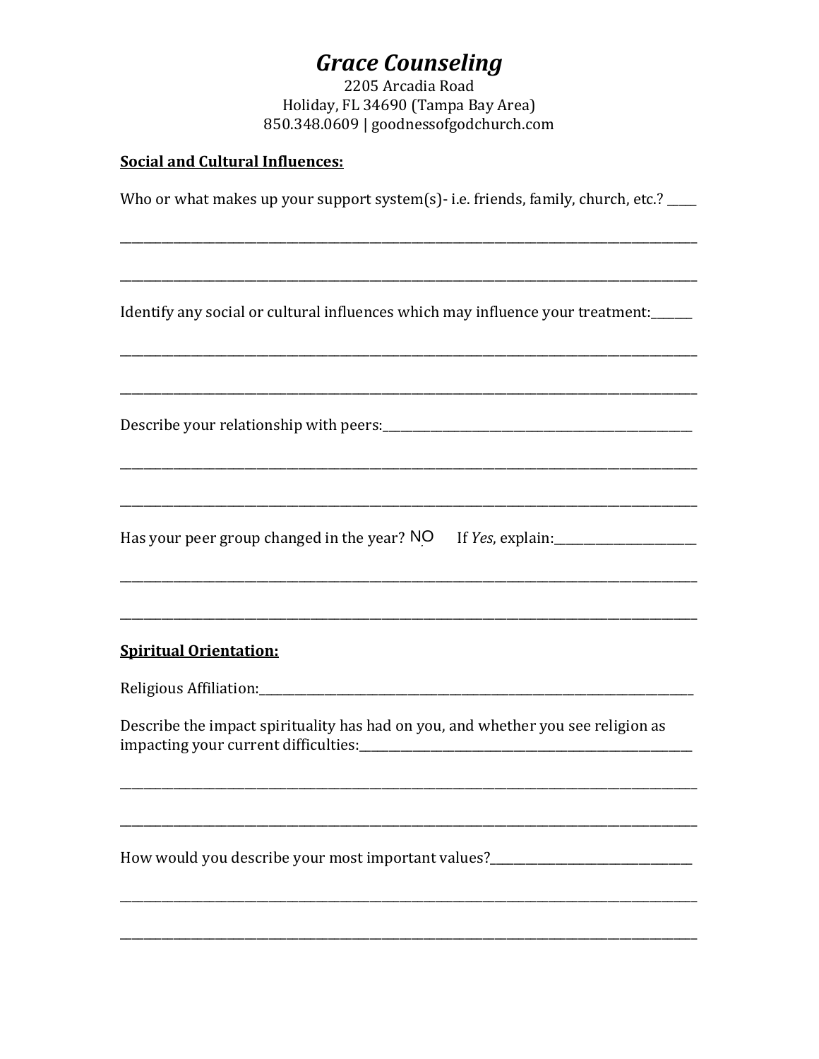# *Grace Counseling*

2205 Arcadia Road
Holiday, FL 34690 (Tampa Bay Area)
850.348.0609 | goodnessofgodchurch.com

**Social and Cultural Influences:**

Who or what makes up your support system(s)- i.e. friends, family, church, etc.? _____

___________________________________________________________________________________

___________________________________________________________________________________

Identify any social or cultural influences which may influence your treatment:_______

___________________________________________________________________________________

___________________________________________________________________________________

Describe your relationship with peers:_____________________________________________

___________________________________________________________________________________

___________________________________________________________________________________

Has your peer group changed in the year? NO If *Yes*, explain:______________________

___________________________________________________________________________________

___________________________________________________________________________________

**Spiritual Orientation:**

Religious Affiliation:_______________________________________________________________

Describe the impact spirituality has had on you, and whether you see religion as impacting your current difficulties:_____________________________________________

___________________________________________________________________________________

___________________________________________________________________________________

How would you describe your most important values?_____________________________

___________________________________________________________________________________

___________________________________________________________________________________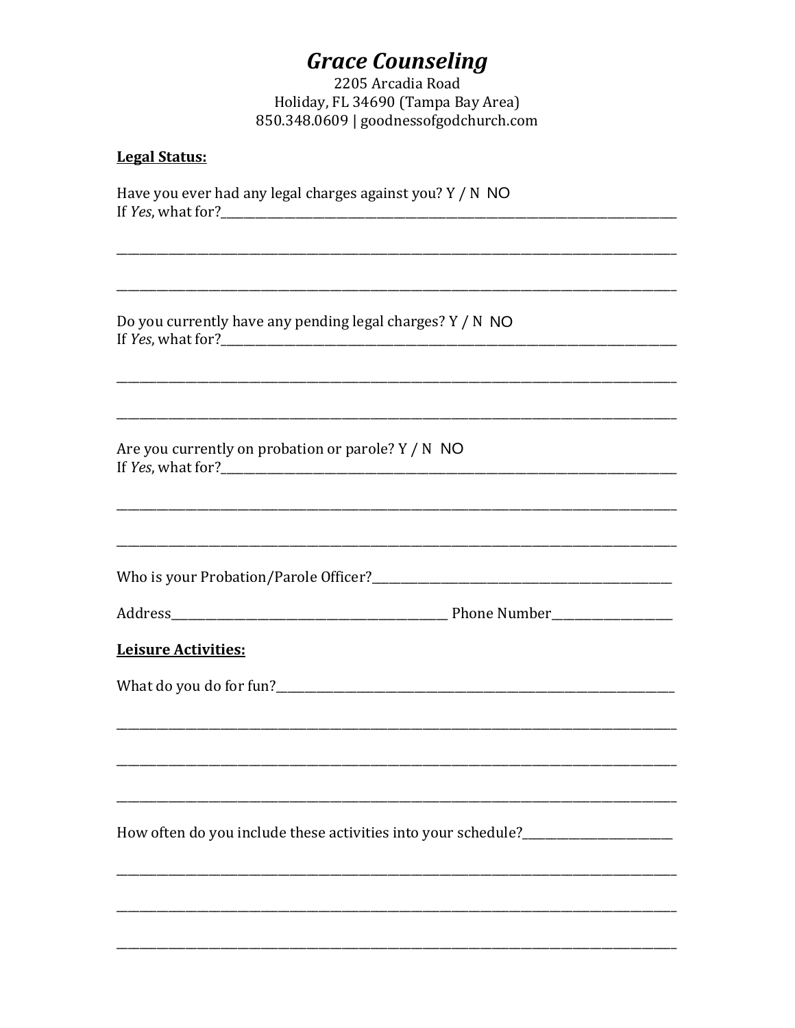# *Grace Counseling*

2205 Arcadia Road
Holiday, FL 34690 (Tampa Bay Area)
850.348.0609 | goodnessofgodchurch.com

**Legal Status:**

Have you ever had any legal charges against you? Y / N NO
If *Yes*, what for?\_\_\_\_\_\_\_\_\_\_\_\_\_\_\_\_\_\_\_\_\_\_\_\_\_\_\_\_\_\_\_\_\_\_\_\_\_\_\_\_\_\_\_\_\_\_\_\_\_\_\_\_\_\_\_\_\_\_\_\_\_\_\_\_

\_\_\_\_\_\_\_\_\_\_\_\_\_\_\_\_\_\_\_\_\_\_\_\_\_\_\_\_\_\_\_\_\_\_\_\_\_\_\_\_\_\_\_\_\_\_\_\_\_\_\_\_\_\_\_\_\_\_\_\_\_\_\_\_\_\_\_\_\_\_\_\_\_\_\_\_\_\_

\_\_\_\_\_\_\_\_\_\_\_\_\_\_\_\_\_\_\_\_\_\_\_\_\_\_\_\_\_\_\_\_\_\_\_\_\_\_\_\_\_\_\_\_\_\_\_\_\_\_\_\_\_\_\_\_\_\_\_\_\_\_\_\_\_\_\_\_\_\_\_\_\_\_\_\_\_\_

Do you currently have any pending legal charges? Y / N NO
If *Yes*, what for?\_\_\_\_\_\_\_\_\_\_\_\_\_\_\_\_\_\_\_\_\_\_\_\_\_\_\_\_\_\_\_\_\_\_\_\_\_\_\_\_\_\_\_\_\_\_\_\_\_\_\_\_\_\_\_\_\_\_\_\_\_\_\_\_

\_\_\_\_\_\_\_\_\_\_\_\_\_\_\_\_\_\_\_\_\_\_\_\_\_\_\_\_\_\_\_\_\_\_\_\_\_\_\_\_\_\_\_\_\_\_\_\_\_\_\_\_\_\_\_\_\_\_\_\_\_\_\_\_\_\_\_\_\_\_\_\_\_\_\_\_\_\_

\_\_\_\_\_\_\_\_\_\_\_\_\_\_\_\_\_\_\_\_\_\_\_\_\_\_\_\_\_\_\_\_\_\_\_\_\_\_\_\_\_\_\_\_\_\_\_\_\_\_\_\_\_\_\_\_\_\_\_\_\_\_\_\_\_\_\_\_\_\_\_\_\_\_\_\_\_\_

Are you currently on probation or parole? Y / N NO
If *Yes*, what for?\_\_\_\_\_\_\_\_\_\_\_\_\_\_\_\_\_\_\_\_\_\_\_\_\_\_\_\_\_\_\_\_\_\_\_\_\_\_\_\_\_\_\_\_\_\_\_\_\_\_\_\_\_\_\_\_\_\_\_\_\_\_\_\_

\_\_\_\_\_\_\_\_\_\_\_\_\_\_\_\_\_\_\_\_\_\_\_\_\_\_\_\_\_\_\_\_\_\_\_\_\_\_\_\_\_\_\_\_\_\_\_\_\_\_\_\_\_\_\_\_\_\_\_\_\_\_\_\_\_\_\_\_\_\_\_\_\_\_\_\_\_\_

\_\_\_\_\_\_\_\_\_\_\_\_\_\_\_\_\_\_\_\_\_\_\_\_\_\_\_\_\_\_\_\_\_\_\_\_\_\_\_\_\_\_\_\_\_\_\_\_\_\_\_\_\_\_\_\_\_\_\_\_\_\_\_\_\_\_\_\_\_\_\_\_\_\_\_\_\_\_

Who is your Probation/Parole Officer?\_\_\_\_\_\_\_\_\_\_\_\_\_\_\_\_\_\_\_\_\_\_\_\_\_\_\_\_\_\_\_\_\_\_\_\_\_\_\_\_\_\_\_\_\_\_

Address\_\_\_\_\_\_\_\_\_\_\_\_\_\_\_\_\_\_\_\_\_\_\_\_\_\_\_\_\_\_\_\_\_\_\_\_\_\_\_\_ Phone Number\_\_\_\_\_\_\_\_\_\_\_\_\_\_\_\_\_\_

**Leisure Activities:**

What do you do for fun?\_\_\_\_\_\_\_\_\_\_\_\_\_\_\_\_\_\_\_\_\_\_\_\_\_\_\_\_\_\_\_\_\_\_\_\_\_\_\_\_\_\_\_\_\_\_\_\_\_\_\_\_\_\_\_\_\_\_\_\_\_\_

\_\_\_\_\_\_\_\_\_\_\_\_\_\_\_\_\_\_\_\_\_\_\_\_\_\_\_\_\_\_\_\_\_\_\_\_\_\_\_\_\_\_\_\_\_\_\_\_\_\_\_\_\_\_\_\_\_\_\_\_\_\_\_\_\_\_\_\_\_\_\_\_\_\_\_\_\_\_

\_\_\_\_\_\_\_\_\_\_\_\_\_\_\_\_\_\_\_\_\_\_\_\_\_\_\_\_\_\_\_\_\_\_\_\_\_\_\_\_\_\_\_\_\_\_\_\_\_\_\_\_\_\_\_\_\_\_\_\_\_\_\_\_\_\_\_\_\_\_\_\_\_\_\_\_\_\_

\_\_\_\_\_\_\_\_\_\_\_\_\_\_\_\_\_\_\_\_\_\_\_\_\_\_\_\_\_\_\_\_\_\_\_\_\_\_\_\_\_\_\_\_\_\_\_\_\_\_\_\_\_\_\_\_\_\_\_\_\_\_\_\_\_\_\_\_\_\_\_\_\_\_\_\_\_\_

How often do you include these activities into your schedule?\_\_\_\_\_\_\_\_\_\_\_\_\_\_\_\_\_\_\_\_\_\_\_\_

\_\_\_\_\_\_\_\_\_\_\_\_\_\_\_\_\_\_\_\_\_\_\_\_\_\_\_\_\_\_\_\_\_\_\_\_\_\_\_\_\_\_\_\_\_\_\_\_\_\_\_\_\_\_\_\_\_\_\_\_\_\_\_\_\_\_\_\_\_\_\_\_\_\_\_\_\_\_

\_\_\_\_\_\_\_\_\_\_\_\_\_\_\_\_\_\_\_\_\_\_\_\_\_\_\_\_\_\_\_\_\_\_\_\_\_\_\_\_\_\_\_\_\_\_\_\_\_\_\_\_\_\_\_\_\_\_\_\_\_\_\_\_\_\_\_\_\_\_\_\_\_\_\_\_\_\_

\_\_\_\_\_\_\_\_\_\_\_\_\_\_\_\_\_\_\_\_\_\_\_\_\_\_\_\_\_\_\_\_\_\_\_\_\_\_\_\_\_\_\_\_\_\_\_\_\_\_\_\_\_\_\_\_\_\_\_\_\_\_\_\_\_\_\_\_\_\_\_\_\_\_\_\_\_\_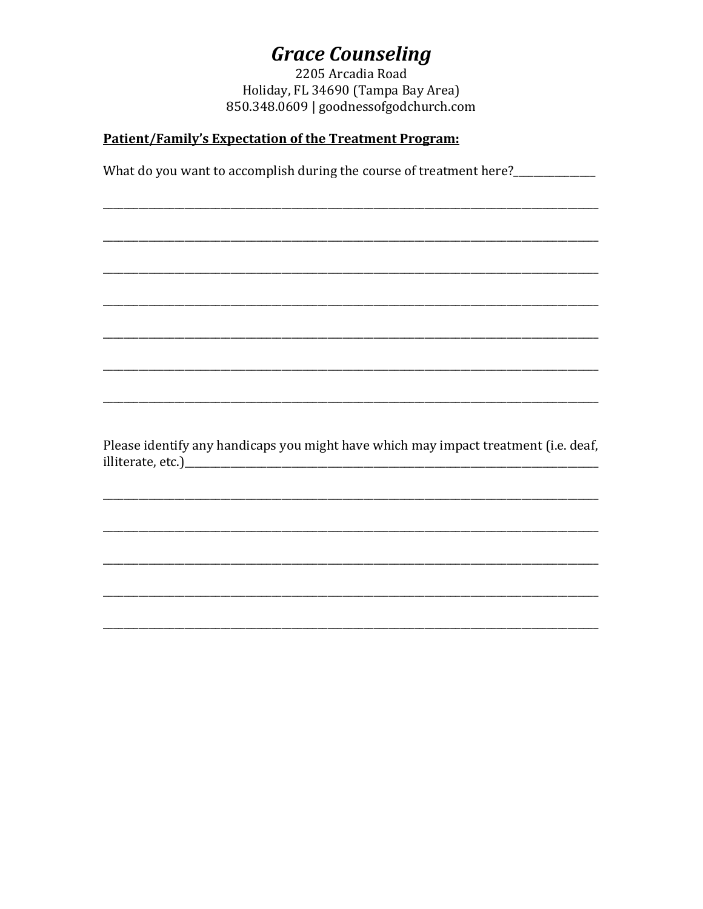# *Grace Counseling*

2205 Arcadia Road
Holiday, FL 34690 (Tampa Bay Area)
850.348.0609 | goodnessofgodchurch.com

**Patient/Family's Expectation of the Treatment Program:**

What do you want to accomplish during the course of treatment here?_______________

_____________________________________________________________________________

_____________________________________________________________________________

_____________________________________________________________________________

_____________________________________________________________________________

_____________________________________________________________________________

_____________________________________________________________________________

_____________________________________________________________________________

Please identify any handicaps you might have which may impact treatment (i.e. deaf, illiterate, etc.)_____________________________________________________________

_____________________________________________________________________________

_____________________________________________________________________________

_____________________________________________________________________________

_____________________________________________________________________________

_____________________________________________________________________________